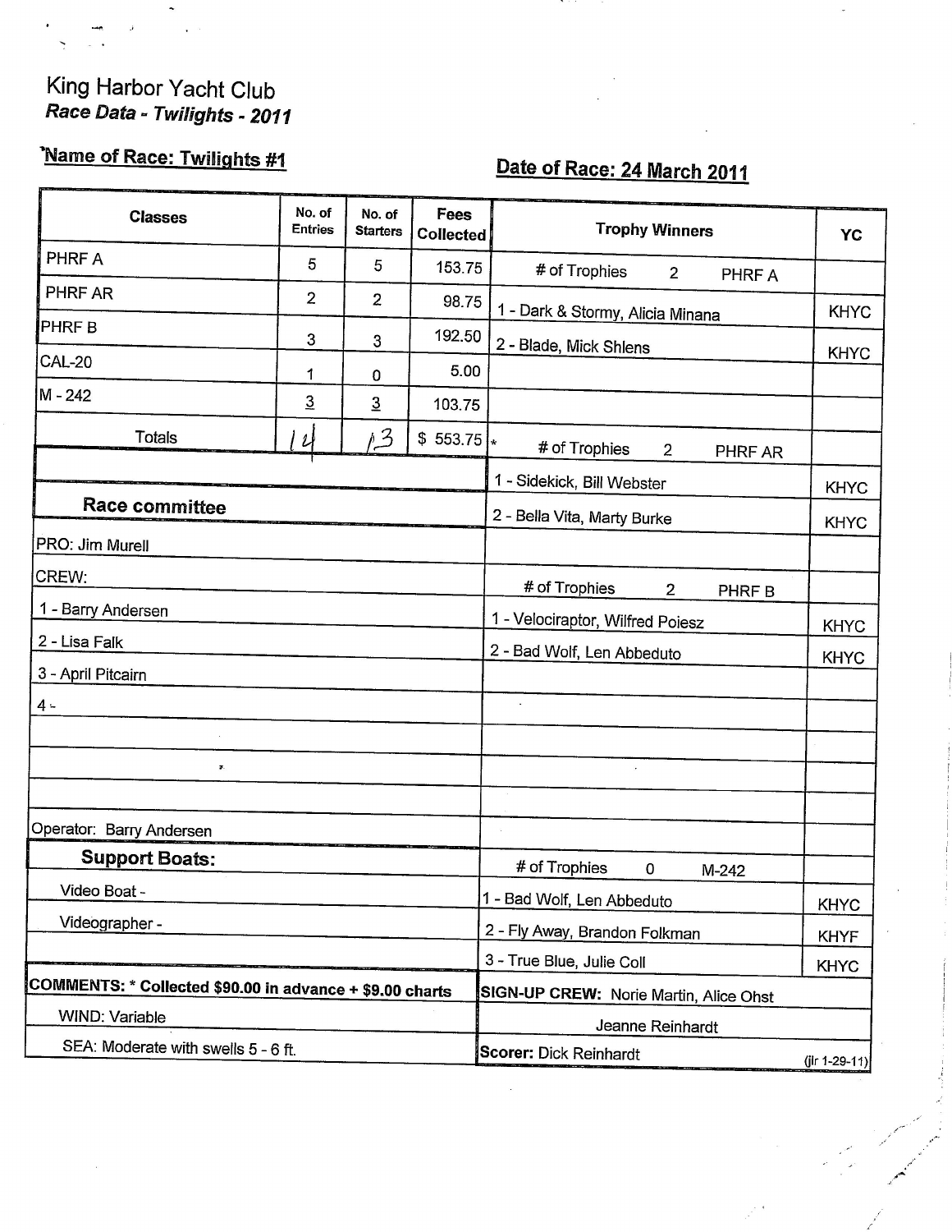King Harbor Yacht Club

*Race Data - Twilights - 2011*

**Name of Race: Twilights #1**

**Date of Race: 24 March 2011**

| Classes | No. of Entries | No. of Starters | Fees Collected |
|---|---|---|---|
| PHRF A | 5 | 5 | 153.75 |
| PHRF AR | 2 | 2 | 98.75 |
| PHRF B | 3 | 3 | 192.50 |
| CAL-20 | 1 | 0 | 5.00 |
| M - 242 | 3 | 3 | 103.75 |
| Totals | 14 | 13 | $ 553.75 * |

**Race committee**

PRO: Jim Murell

CREW:

1 - Barry Andersen

2 - Lisa Falk

3 - April Pitcairn

4 -

Operator: Barry Andersen

**Support Boats:**

Video Boat -

Videographer -

| Trophy Winners | YC |
|---|---|
| # of Trophies 2 PHRF A | |
| 1 - Dark & Stormy, Alicia Minana | KHYC |
| 2 - Blade, Mick Shlens | KHYC |
| # of Trophies 2 PHRF AR | |
| 1 - Sidekick, Bill Webster | KHYC |
| 2 - Bella Vita, Marty Burke | KHYC |
| # of Trophies 2 PHRF B | |
| 1 - Velociraptor, Wilfred Poiesz | KHYC |
| 2 - Bad Wolf, Len Abbeduto | KHYC |
| # of Trophies 0 M-242 | |
| 1 - Bad Wolf, Len Abbeduto | KHYC |
| 2 - Fly Away, Brandon Folkman | KHYF |
| 3 - True Blue, Julie Coll | KHYC |

**COMMENTS: * Collected $90.00 in advance + $9.00 charts**

WIND: Variable

SEA: Moderate with swells 5 - 6 ft.

**SIGN-UP CREW:** Norie Martin, Alice Ohst

Jeanne Reinhardt

**Scorer:** Dick Reinhardt

(jlr 1-29-11)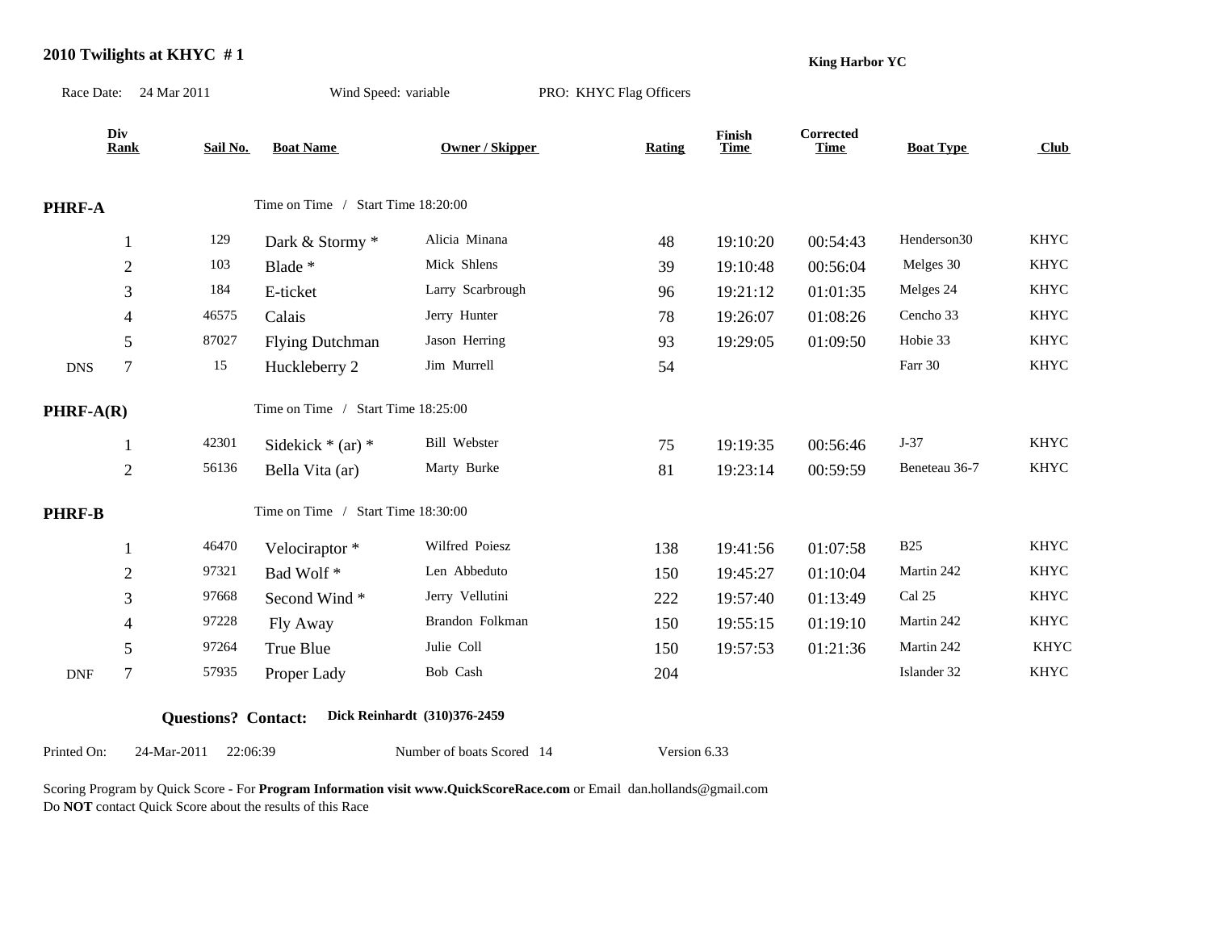## 2010 Twilights at KHYC # 1

**King Harbor YC**

Race Date: 24 Mar 2011 Wind Speed: variable PRO: KHYC Flag Officers

| | Div Rank | Sail No. | Boat Name | Owner / Skipper | Rating | Finish Time | Corrected Time | Boat Type | Club |
|---|---|---|---|---|---|---|---|---|---|
| **PHRF-A** | | | Time on Time / Start Time 18:20:00 | | | | | | |
| | 1 | 129 | Dark & Stormy * | Alicia Minana | 48 | 19:10:20 | 00:54:43 | Henderson30 | KHYC |
| | 2 | 103 | Blade * | Mick Shlens | 39 | 19:10:48 | 00:56:04 | Melges 30 | KHYC |
| | 3 | 184 | E-ticket | Larry Scarbrough | 96 | 19:21:12 | 01:01:35 | Melges 24 | KHYC |
| | 4 | 46575 | Calais | Jerry Hunter | 78 | 19:26:07 | 01:08:26 | Cencho 33 | KHYC |
| | 5 | 87027 | Flying Dutchman | Jason Herring | 93 | 19:29:05 | 01:09:50 | Hobie 33 | KHYC |
| DNS | 7 | 15 | Huckleberry 2 | Jim Murrell | 54 | | | Farr 30 | KHYC |
| **PHRF-A(R)** | | | Time on Time / Start Time 18:25:00 | | | | | | |
| | 1 | 42301 | Sidekick * (ar) * | Bill Webster | 75 | 19:19:35 | 00:56:46 | J-37 | KHYC |
| | 2 | 56136 | Bella Vita (ar) | Marty Burke | 81 | 19:23:14 | 00:59:59 | Beneteau 36-7 | KHYC |
| **PHRF-B** | | | Time on Time / Start Time 18:30:00 | | | | | | |
| | 1 | 46470 | Velociraptor * | Wilfred Poiesz | 138 | 19:41:56 | 01:07:58 | B25 | KHYC |
| | 2 | 97321 | Bad Wolf * | Len Abbeduto | 150 | 19:45:27 | 01:10:04 | Martin 242 | KHYC |
| | 3 | 97668 | Second Wind * | Jerry Vellutini | 222 | 19:57:40 | 01:13:49 | Cal 25 | KHYC |
| | 4 | 97228 | Fly Away | Brandon Folkman | 150 | 19:55:15 | 01:19:10 | Martin 242 | KHYC |
| | 5 | 97264 | True Blue | Julie Coll | 150 | 19:57:53 | 01:21:36 | Martin 242 | KHYC |
| DNF | 7 | 57935 | Proper Lady | Bob Cash | 204 | | | Islander 32 | KHYC |

**Questions? Contact:** **Dick Reinhardt (310)376-2459**

Printed On: 24-Mar-2011 22:06:39 Number of boats Scored 14 Version 6.33

Scoring Program by Quick Score - For **Program Information visit www.QuickScoreRace.com** or Email dan.hollands@gmail.com
Do **NOT** contact Quick Score about the results of this Race